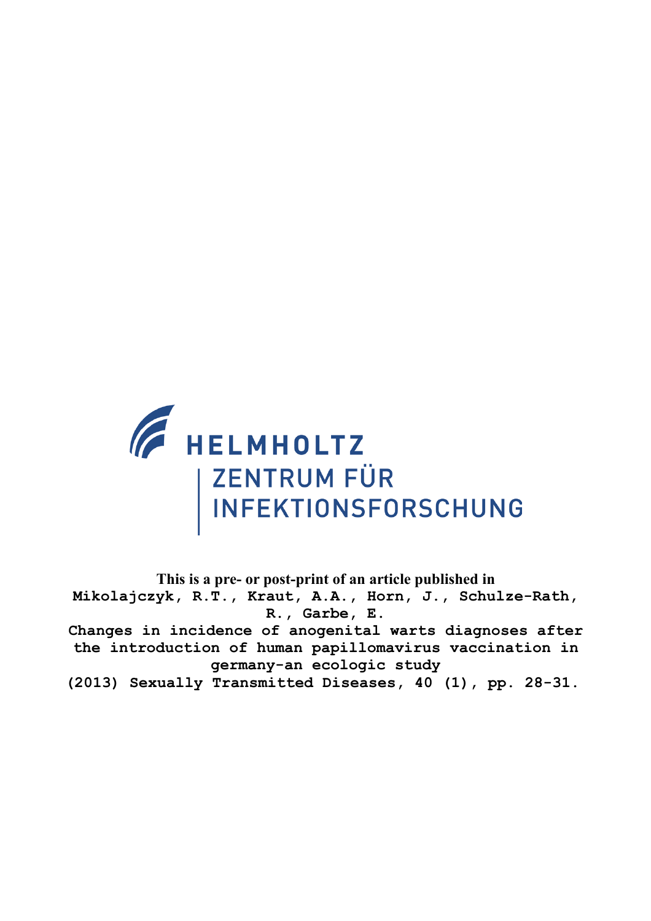HELMHOLTZ

ZENTRUM FÜR INFEKTIONSFORSCHUNG

**This is a pre- or post-print of an article published in**

Mikolajczyk, R.T., Kraut, A.A., Horn, J., Schulze-Rath, R., Garbe, E.

Changes in incidence of anogenital warts diagnoses after the introduction of human papillomavirus vaccination in germany-an ecologic study

(2013) Sexually Transmitted Diseases, 40 (1), pp. 28-31.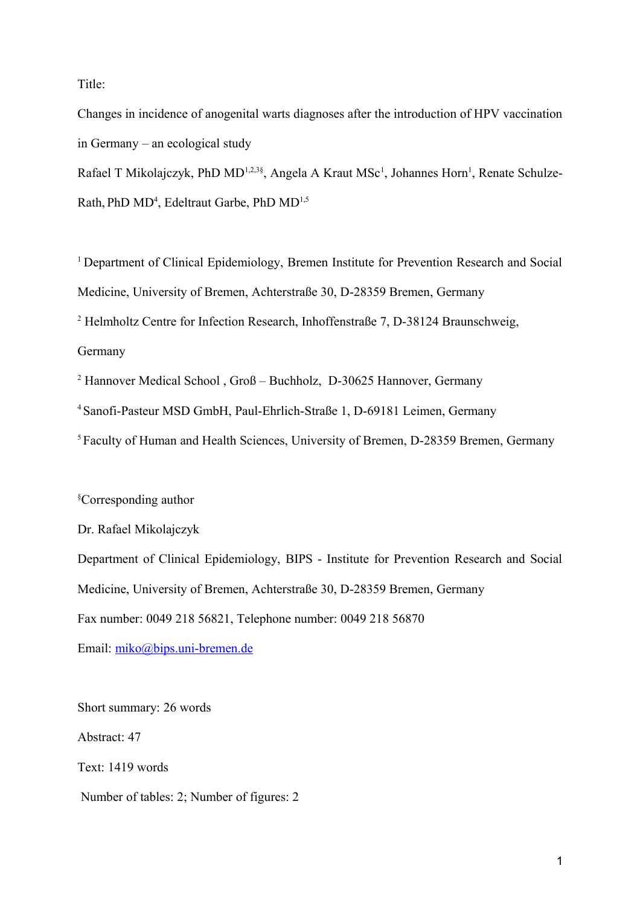Title:

Changes in incidence of anogenital warts diagnoses after the introduction of HPV vaccination in Germany – an ecological study

Rafael T Mikolajczyk, PhD MD[1,2,3§], Angela A Kraut MSc[1], Johannes Horn[1], Renate Schulze-Rath, PhD MD[4], Edeltraut Garbe, PhD MD[1,5]

[1] Department of Clinical Epidemiology, Bremen Institute for Prevention Research and Social Medicine, University of Bremen, Achterstraße 30, D-28359 Bremen, Germany

[2] Helmholtz Centre for Infection Research, Inhoffenstraße 7, D-38124 Braunschweig, Germany

[2] Hannover Medical School , Groß – Buchholz, D-30625 Hannover, Germany

[4] Sanofi-Pasteur MSD GmbH, Paul-Ehrlich-Straße 1, D-69181 Leimen, Germany

[5] Faculty of Human and Health Sciences, University of Bremen, D-28359 Bremen, Germany

[§]Corresponding author

Dr. Rafael Mikolajczyk

Department of Clinical Epidemiology, BIPS - Institute for Prevention Research and Social Medicine, University of Bremen, Achterstraße 30, D-28359 Bremen, Germany

Fax number: 0049 218 56821, Telephone number: 0049 218 56870

Email: miko@bips.uni-bremen.de

Short summary: 26 words

Abstract: 47

Text: 1419 words

Number of tables: 2; Number of figures: 2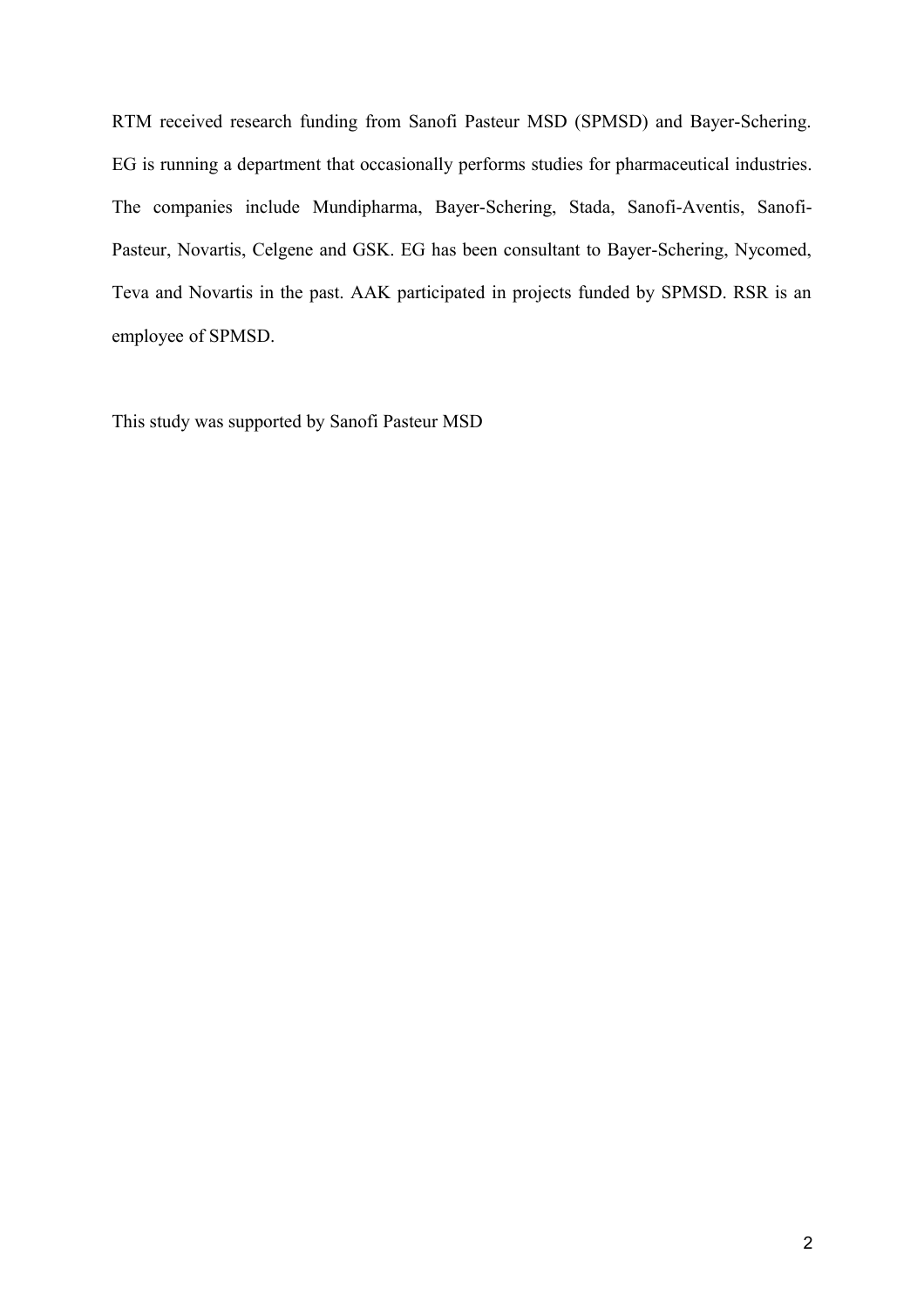RTM received research funding from Sanofi Pasteur MSD (SPMSD) and Bayer-Schering. EG is running a department that occasionally performs studies for pharmaceutical industries. The companies include Mundipharma, Bayer-Schering, Stada, Sanofi-Aventis, Sanofi-Pasteur, Novartis, Celgene and GSK. EG has been consultant to Bayer-Schering, Nycomed, Teva and Novartis in the past. AAK participated in projects funded by SPMSD. RSR is an employee of SPMSD.

This study was supported by Sanofi Pasteur MSD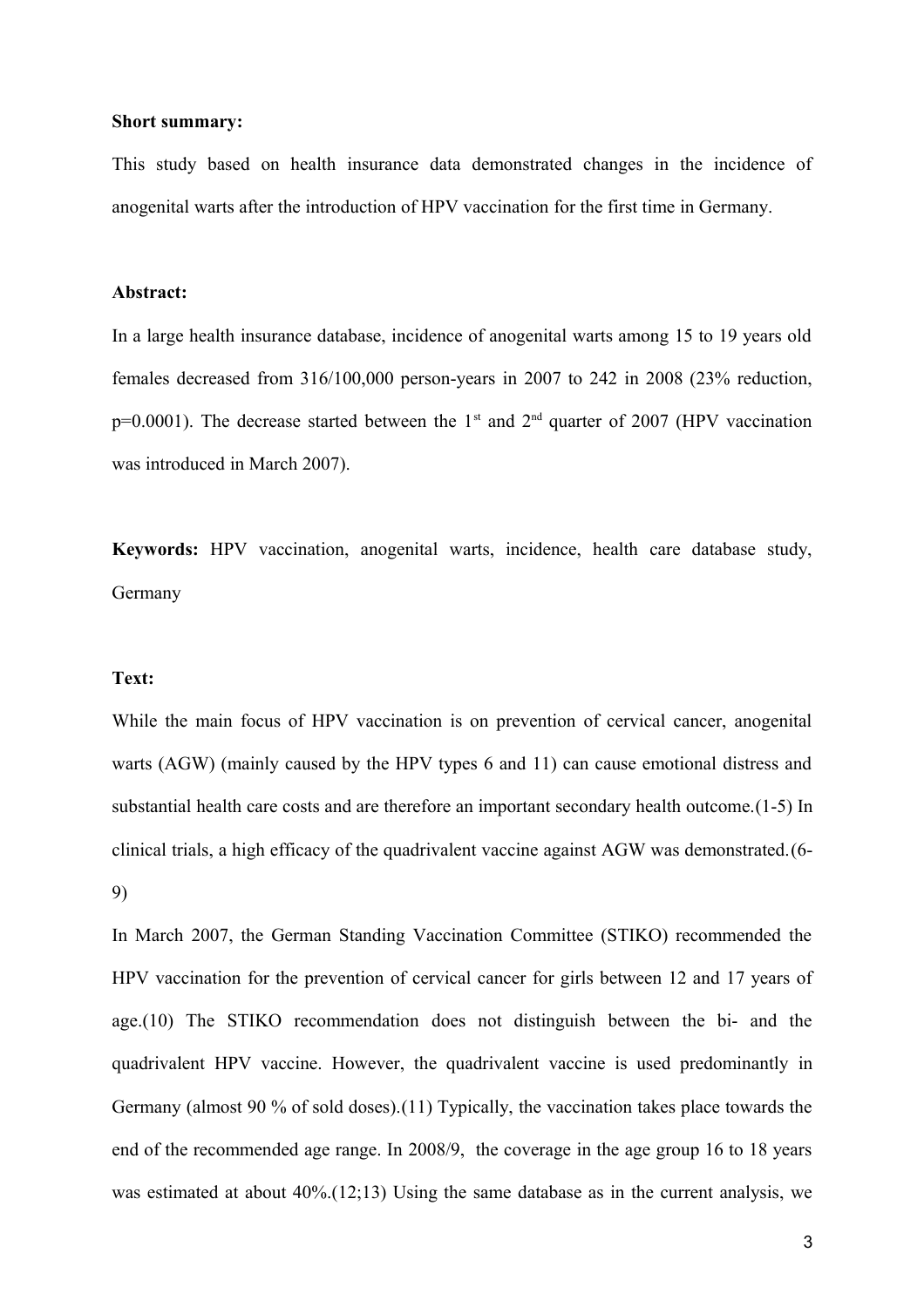**Short summary:**

This study based on health insurance data demonstrated changes in the incidence of anogenital warts after the introduction of HPV vaccination for the first time in Germany.

**Abstract:**

In a large health insurance database, incidence of anogenital warts among 15 to 19 years old females decreased from 316/100,000 person-years in 2007 to 242 in 2008 (23% reduction, p=0.0001). The decrease started between the 1st and 2nd quarter of 2007 (HPV vaccination was introduced in March 2007).

**Keywords:** HPV vaccination, anogenital warts, incidence, health care database study, Germany

**Text:**

While the main focus of HPV vaccination is on prevention of cervical cancer, anogenital warts (AGW) (mainly caused by the HPV types 6 and 11) can cause emotional distress and substantial health care costs and are therefore an important secondary health outcome.(1-5) In clinical trials, a high efficacy of the quadrivalent vaccine against AGW was demonstrated.(6-9)

In March 2007, the German Standing Vaccination Committee (STIKO) recommended the HPV vaccination for the prevention of cervical cancer for girls between 12 and 17 years of age.(10) The STIKO recommendation does not distinguish between the bi- and the quadrivalent HPV vaccine. However, the quadrivalent vaccine is used predominantly in Germany (almost 90 % of sold doses).(11) Typically, the vaccination takes place towards the end of the recommended age range. In 2008/9, the coverage in the age group 16 to 18 years was estimated at about 40%.(12;13) Using the same database as in the current analysis, we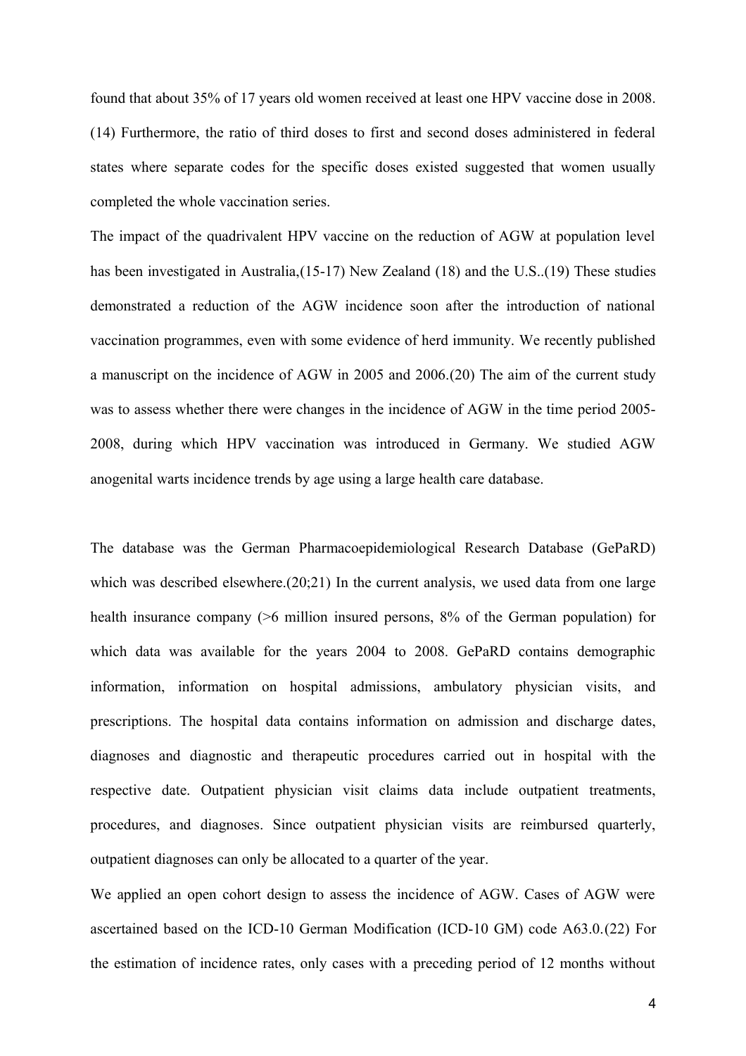found that about 35% of 17 years old women received at least one HPV vaccine dose in 2008.(14) Furthermore, the ratio of third doses to first and second doses administered in federal states where separate codes for the specific doses existed suggested that women usually completed the whole vaccination series.

The impact of the quadrivalent HPV vaccine on the reduction of AGW at population level has been investigated in Australia,(15-17) New Zealand (18) and the U.S..(19) These studies demonstrated a reduction of the AGW incidence soon after the introduction of national vaccination programmes, even with some evidence of herd immunity. We recently published a manuscript on the incidence of AGW in 2005 and 2006.(20) The aim of the current study was to assess whether there were changes in the incidence of AGW in the time period 2005-2008, during which HPV vaccination was introduced in Germany. We studied AGW anogenital warts incidence trends by age using a large health care database.

The database was the German Pharmacoepidemiological Research Database (GePaRD) which was described elsewhere.(20;21) In the current analysis, we used data from one large health insurance company (>6 million insured persons, 8% of the German population) for which data was available for the years 2004 to 2008. GePaRD contains demographic information, information on hospital admissions, ambulatory physician visits, and prescriptions. The hospital data contains information on admission and discharge dates, diagnoses and diagnostic and therapeutic procedures carried out in hospital with the respective date. Outpatient physician visit claims data include outpatient treatments, procedures, and diagnoses. Since outpatient physician visits are reimbursed quarterly, outpatient diagnoses can only be allocated to a quarter of the year.

We applied an open cohort design to assess the incidence of AGW. Cases of AGW were ascertained based on the ICD-10 German Modification (ICD-10 GM) code A63.0.(22) For the estimation of incidence rates, only cases with a preceding period of 12 months without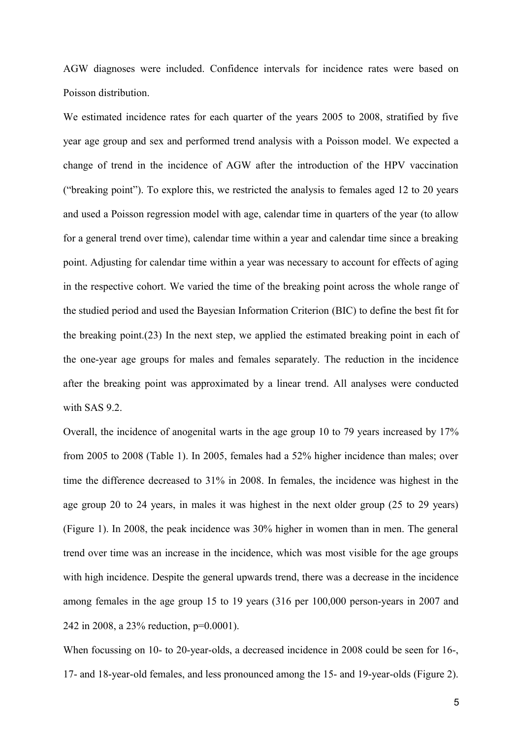AGW diagnoses were included. Confidence intervals for incidence rates were based on Poisson distribution.

We estimated incidence rates for each quarter of the years 2005 to 2008, stratified by five year age group and sex and performed trend analysis with a Poisson model. We expected a change of trend in the incidence of AGW after the introduction of the HPV vaccination ("breaking point"). To explore this, we restricted the analysis to females aged 12 to 20 years and used a Poisson regression model with age, calendar time in quarters of the year (to allow for a general trend over time), calendar time within a year and calendar time since a breaking point. Adjusting for calendar time within a year was necessary to account for effects of aging in the respective cohort. We varied the time of the breaking point across the whole range of the studied period and used the Bayesian Information Criterion (BIC) to define the best fit for the breaking point.(23) In the next step, we applied the estimated breaking point in each of the one-year age groups for males and females separately. The reduction in the incidence after the breaking point was approximated by a linear trend. All analyses were conducted with SAS 9.2.

Overall, the incidence of anogenital warts in the age group 10 to 79 years increased by 17% from 2005 to 2008 (Table 1). In 2005, females had a 52% higher incidence than males; over time the difference decreased to 31% in 2008. In females, the incidence was highest in the age group 20 to 24 years, in males it was highest in the next older group (25 to 29 years) (Figure 1). In 2008, the peak incidence was 30% higher in women than in men. The general trend over time was an increase in the incidence, which was most visible for the age groups with high incidence. Despite the general upwards trend, there was a decrease in the incidence among females in the age group 15 to 19 years (316 per 100,000 person-years in 2007 and 242 in 2008, a 23% reduction, $p=0.0001$).

When focussing on 10- to 20-year-olds, a decreased incidence in 2008 could be seen for 16-, 17- and 18-year-old females, and less pronounced among the 15- and 19-year-olds (Figure 2).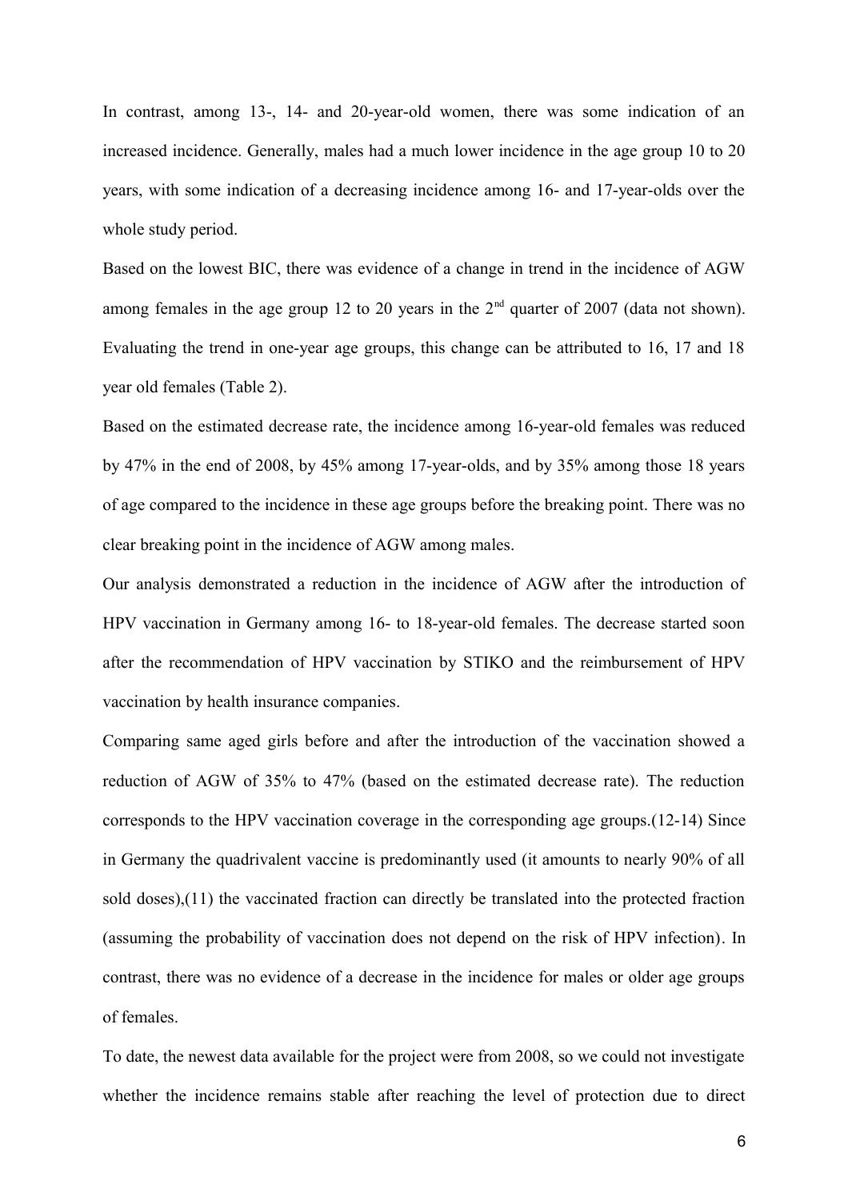In contrast, among 13-, 14- and 20-year-old women, there was some indication of an increased incidence. Generally, males had a much lower incidence in the age group 10 to 20 years, with some indication of a decreasing incidence among 16- and 17-year-olds over the whole study period.

Based on the lowest BIC, there was evidence of a change in trend in the incidence of AGW among females in the age group 12 to 20 years in the 2nd quarter of 2007 (data not shown). Evaluating the trend in one-year age groups, this change can be attributed to 16, 17 and 18 year old females (Table 2).

Based on the estimated decrease rate, the incidence among 16-year-old females was reduced by 47% in the end of 2008, by 45% among 17-year-olds, and by 35% among those 18 years of age compared to the incidence in these age groups before the breaking point. There was no clear breaking point in the incidence of AGW among males.

Our analysis demonstrated a reduction in the incidence of AGW after the introduction of HPV vaccination in Germany among 16- to 18-year-old females. The decrease started soon after the recommendation of HPV vaccination by STIKO and the reimbursement of HPV vaccination by health insurance companies.

Comparing same aged girls before and after the introduction of the vaccination showed a reduction of AGW of 35% to 47% (based on the estimated decrease rate). The reduction corresponds to the HPV vaccination coverage in the corresponding age groups.(12-14) Since in Germany the quadrivalent vaccine is predominantly used (it amounts to nearly 90% of all sold doses),(11) the vaccinated fraction can directly be translated into the protected fraction (assuming the probability of vaccination does not depend on the risk of HPV infection). In contrast, there was no evidence of a decrease in the incidence for males or older age groups of females.

To date, the newest data available for the project were from 2008, so we could not investigate whether the incidence remains stable after reaching the level of protection due to direct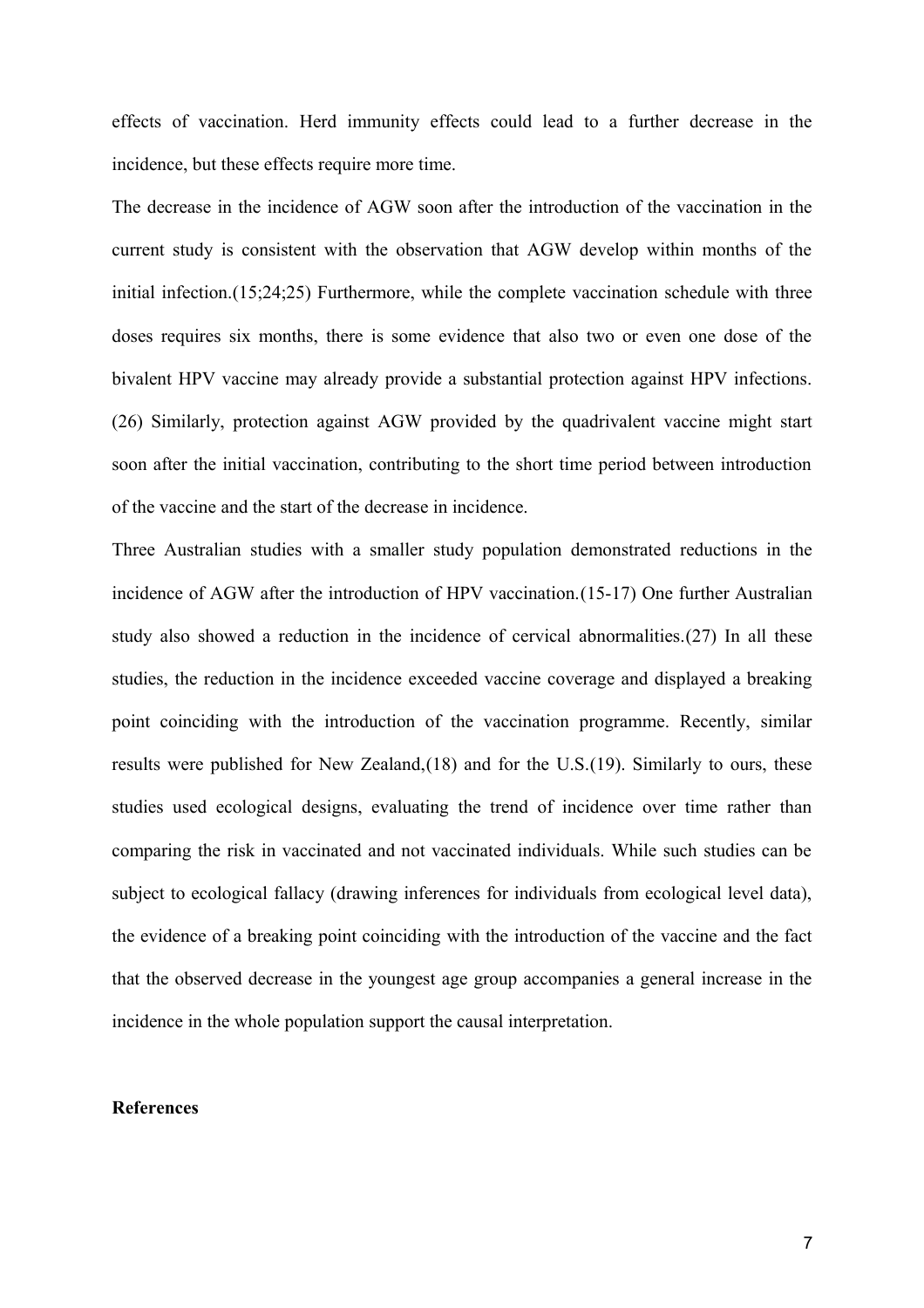effects of vaccination. Herd immunity effects could lead to a further decrease in the incidence, but these effects require more time.

The decrease in the incidence of AGW soon after the introduction of the vaccination in the current study is consistent with the observation that AGW develop within months of the initial infection.(15;24;25) Furthermore, while the complete vaccination schedule with three doses requires six months, there is some evidence that also two or even one dose of the bivalent HPV vaccine may already provide a substantial protection against HPV infections.(26) Similarly, protection against AGW provided by the quadrivalent vaccine might start soon after the initial vaccination, contributing to the short time period between introduction of the vaccine and the start of the decrease in incidence.

Three Australian studies with a smaller study population demonstrated reductions in the incidence of AGW after the introduction of HPV vaccination.(15-17) One further Australian study also showed a reduction in the incidence of cervical abnormalities.(27) In all these studies, the reduction in the incidence exceeded vaccine coverage and displayed a breaking point coinciding with the introduction of the vaccination programme. Recently, similar results were published for New Zealand,(18) and for the U.S.(19). Similarly to ours, these studies used ecological designs, evaluating the trend of incidence over time rather than comparing the risk in vaccinated and not vaccinated individuals. While such studies can be subject to ecological fallacy (drawing inferences for individuals from ecological level data), the evidence of a breaking point coinciding with the introduction of the vaccine and the fact that the observed decrease in the youngest age group accompanies a general increase in the incidence in the whole population support the causal interpretation.

**References**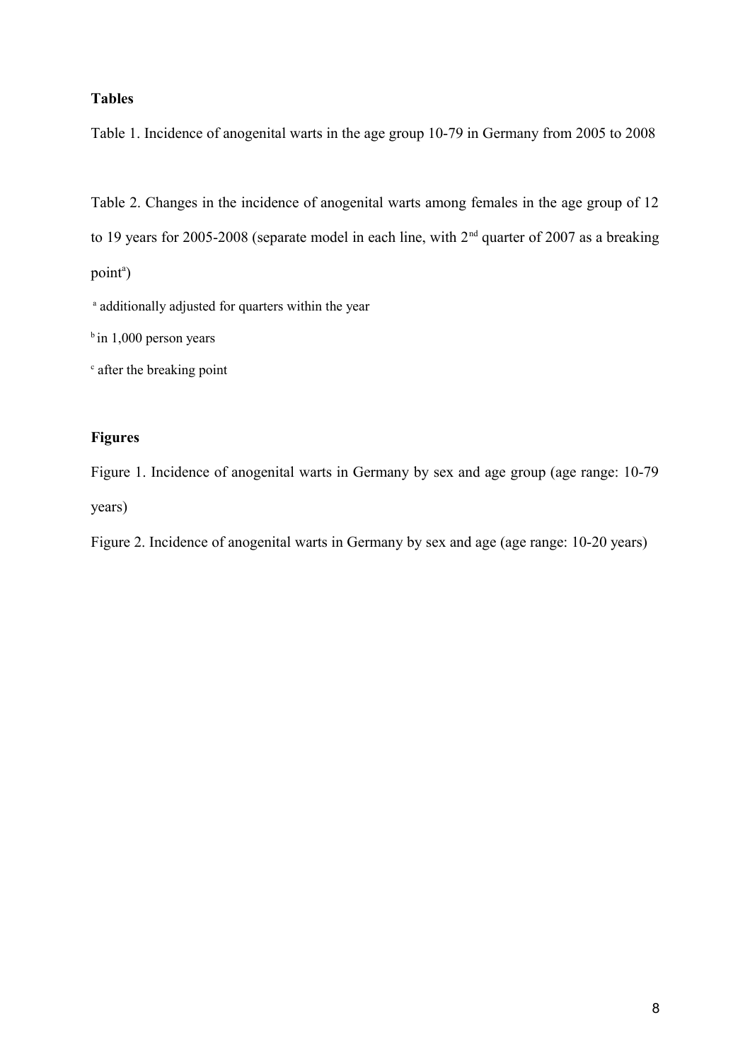## Tables

Table 1. Incidence of anogenital warts in the age group 10-79 in Germany from 2005 to 2008

Table 2. Changes in the incidence of anogenital warts among females in the age group of 12 to 19 years for 2005-2008 (separate model in each line, with 2nd quarter of 2007 as a breaking point[a])

[a] additionally adjusted for quarters within the year

[b] in 1,000 person years

[c] after the breaking point

## Figures

Figure 1. Incidence of anogenital warts in Germany by sex and age group (age range: 10-79 years)

Figure 2. Incidence of anogenital warts in Germany by sex and age (age range: 10-20 years)